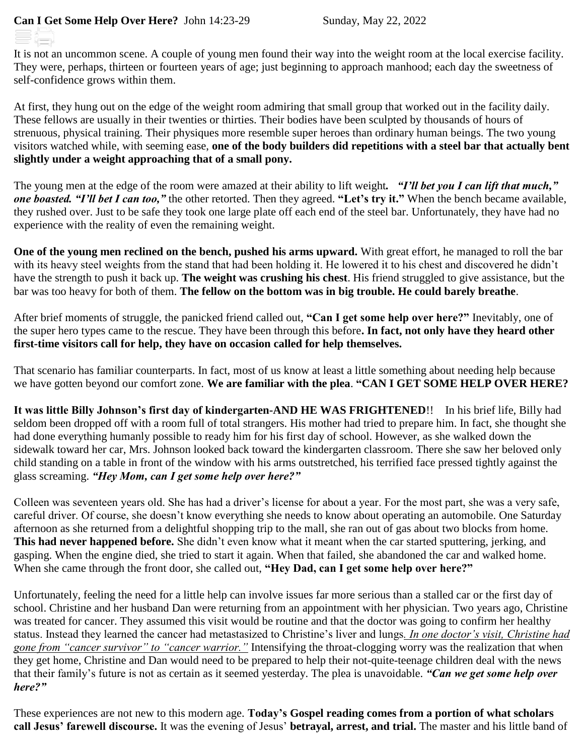**Can I Get Some Help Over Here?** John 14:23-29 Sunday, May 22, 2022

It is not an uncommon scene. A couple of young men found their way into the weight room at the local exercise facility. They were, perhaps, thirteen or fourteen years of age; just beginning to approach manhood; each day the sweetness of self-confidence grows within them.

At first, they hung out on the edge of the weight room admiring that small group that worked out in the facility daily. These fellows are usually in their twenties or thirties. Their bodies have been sculpted by thousands of hours of strenuous, physical training. Their physiques more resemble super heroes than ordinary human beings. The two young visitors watched while, with seeming ease, **one of the body builders did repetitions with a steel bar that actually bent slightly under a weight approaching that of a small pony.**

The young men at the edge of the room were amazed at their ability to lift weight***. "I'll bet you I can lift that much," one boasted. "I'll bet I can too,"*** the other retorted. Then they agreed. **"Let's try it."** When the bench became available, they rushed over. Just to be safe they took one large plate off each end of the steel bar. Unfortunately, they have had no experience with the reality of even the remaining weight.

**One of the young men reclined on the bench, pushed his arms upward.** With great effort, he managed to roll the bar with its heavy steel weights from the stand that had been holding it. He lowered it to his chest and discovered he didn't have the strength to push it back up. **The weight was crushing his chest**. His friend struggled to give assistance, but the bar was too heavy for both of them. **The fellow on the bottom was in big trouble. He could barely breathe**.

After brief moments of struggle, the panicked friend called out, **"Can I get some help over here?"** Inevitably, one of the super hero types came to the rescue. They have been through this before**. In fact, not only have they heard other first-time visitors call for help, they have on occasion called for help themselves.**

That scenario has familiar counterparts. In fact, most of us know at least a little something about needing help because we have gotten beyond our comfort zone. **We are familiar with the plea**. **"CAN I GET SOME HELP OVER HERE?**

**It was little Billy Johnson's first day of kindergarten-AND HE WAS FRIGHTENED**!! In his brief life, Billy had seldom been dropped off with a room full of total strangers. His mother had tried to prepare him. In fact, she thought she had done everything humanly possible to ready him for his first day of school. However, as she walked down the sidewalk toward her car, Mrs. Johnson looked back toward the kindergarten classroom. There she saw her beloved only child standing on a table in front of the window with his arms outstretched, his terrified face pressed tightly against the glass screaming. ***"Hey Mom, can I get some help over here?"***

Colleen was seventeen years old. She has had a driver's license for about a year. For the most part, she was a very safe, careful driver. Of course, she doesn't know everything she needs to know about operating an automobile. One Saturday afternoon as she returned from a delightful shopping trip to the mall, she ran out of gas about two blocks from home. **This had never happened before.** She didn't even know what it meant when the car started sputtering, jerking, and gasping. When the engine died, she tried to start it again. When that failed, she abandoned the car and walked home. When she came through the front door, she called out, **"Hey Dad, can I get some help over here?"**

Unfortunately, feeling the need for a little help can involve issues far more serious than a stalled car or the first day of school. Christine and her husband Dan were returning from an appointment with her physician. Two years ago, Christine was treated for cancer. They assumed this visit would be routine and that the doctor was going to confirm her healthy status. Instead they learned the cancer had metastasized to Christine's liver and lungs*. In one doctor's visit, Christine had gone from "cancer survivor" to "cancer warrior."* Intensifying the throat-clogging worry was the realization that when they get home, Christine and Dan would need to be prepared to help their not-quite-teenage children deal with the news that their family's future is not as certain as it seemed yesterday. The plea is unavoidable. ***"Can we get some help over here?"***

These experiences are not new to this modern age. **Today's Gospel reading comes from a portion of what scholars call Jesus' farewell discourse.** It was the evening of Jesus' **betrayal, arrest, and trial.** The master and his little band of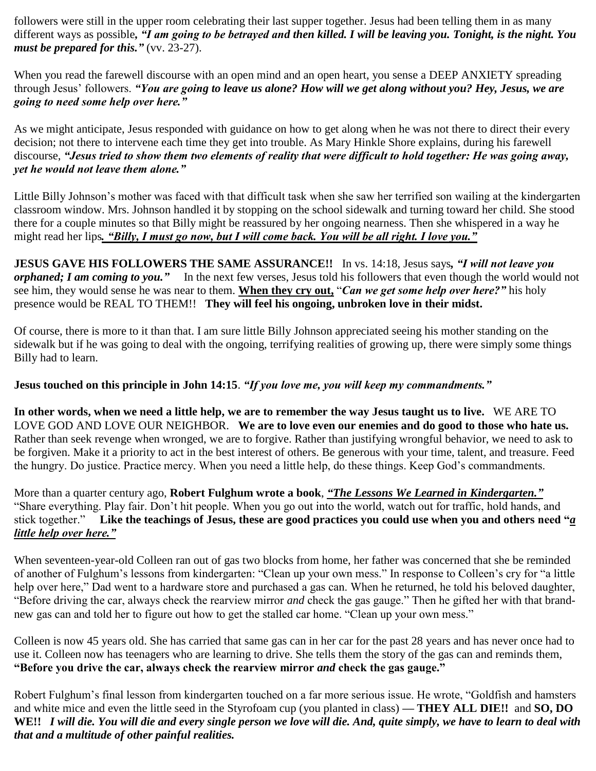followers were still in the upper room celebrating their last supper together. Jesus had been telling them in as many different ways as possible***, "I am going to be betrayed and then killed. I will be leaving you. Tonight, is the night. You must be prepared for this."*** (vv. 23-27).

When you read the farewell discourse with an open mind and an open heart, you sense a DEEP ANXIETY spreading through Jesus' followers. ***"You are going to leave us alone? How will we get along without you? Hey, Jesus, we are going to need some help over here."***

As we might anticipate, Jesus responded with guidance on how to get along when he was not there to direct their every decision; not there to intervene each time they get into trouble. As Mary Hinkle Shore explains, during his farewell discourse, ***"Jesus tried to show them two elements of reality that were difficult to hold together: He was going away, yet he would not leave them alone."***

Little Billy Johnson's mother was faced with that difficult task when she saw her terrified son wailing at the kindergarten classroom window. Mrs. Johnson handled it by stopping on the school sidewalk and turning toward her child. She stood there for a couple minutes so that Billy might be reassured by her ongoing nearness. Then she whispered in a way he might read her lips***. <u>"Billy, I must go now, but I will come back. You will be all right. I love you."</u>***

**JESUS GAVE HIS FOLLOWERS THE SAME ASSURANCE!!** In vs. 14:18, Jesus says***, "I will not leave you orphaned; I am coming to you."*** In the next few verses, Jesus told his followers that even though the world would not see him, they would sense he was near to them. **<u>When they cry out,</u>** "***Can we get some help over here?"*** his holy presence would be REAL TO THEM!! **They will feel his ongoing, unbroken love in their midst.**

Of course, there is more to it than that. I am sure little Billy Johnson appreciated seeing his mother standing on the sidewalk but if he was going to deal with the ongoing, terrifying realities of growing up, there were simply some things Billy had to learn.

**Jesus touched on this principle in John 14:15**. ***"If you love me, you will keep my commandments."***

**In other words, when we need a little help, we are to remember the way Jesus taught us to live.** WE ARE TO LOVE GOD AND LOVE OUR NEIGHBOR. **We are to love even our enemies and do good to those who hate us.** Rather than seek revenge when wronged, we are to forgive. Rather than justifying wrongful behavior, we need to ask to be forgiven. Make it a priority to act in the best interest of others. Be generous with your time, talent, and treasure. Feed the hungry. Do justice. Practice mercy. When you need a little help, do these things. Keep God's commandments.

More than a quarter century ago, **Robert Fulghum wrote a book**, ***<u>"The Lessons We Learned in Kindergarten."</u>*** "Share everything. Play fair. Don't hit people. When you go out into the world, watch out for traffic, hold hands, and stick together." **Like the teachings of Jesus, these are good practices you could use when you and others need "*<u>a little help over here."</u>***

When seventeen-year-old Colleen ran out of gas two blocks from home, her father was concerned that she be reminded of another of Fulghum's lessons from kindergarten: "Clean up your own mess." In response to Colleen's cry for "a little help over here," Dad went to a hardware store and purchased a gas can. When he returned, he told his beloved daughter, "Before driving the car, always check the rearview mirror *and* check the gas gauge." Then he gifted her with that brand-new gas can and told her to figure out how to get the stalled car home. "Clean up your own mess."

Colleen is now 45 years old. She has carried that same gas can in her car for the past 28 years and has never once had to use it. Colleen now has teenagers who are learning to drive. She tells them the story of the gas can and reminds them, **"Before you drive the car, always check the rearview mirror *and* check the gas gauge."**

Robert Fulghum's final lesson from kindergarten touched on a far more serious issue. He wrote, "Goldfish and hamsters and white mice and even the little seed in the Styrofoam cup (you planted in class) **— THEY ALL DIE!!** and **SO, DO WE!!** ***I will die. You will die and every single person we love will die. And, quite simply, we have to learn to deal with that and a multitude of other painful realities.***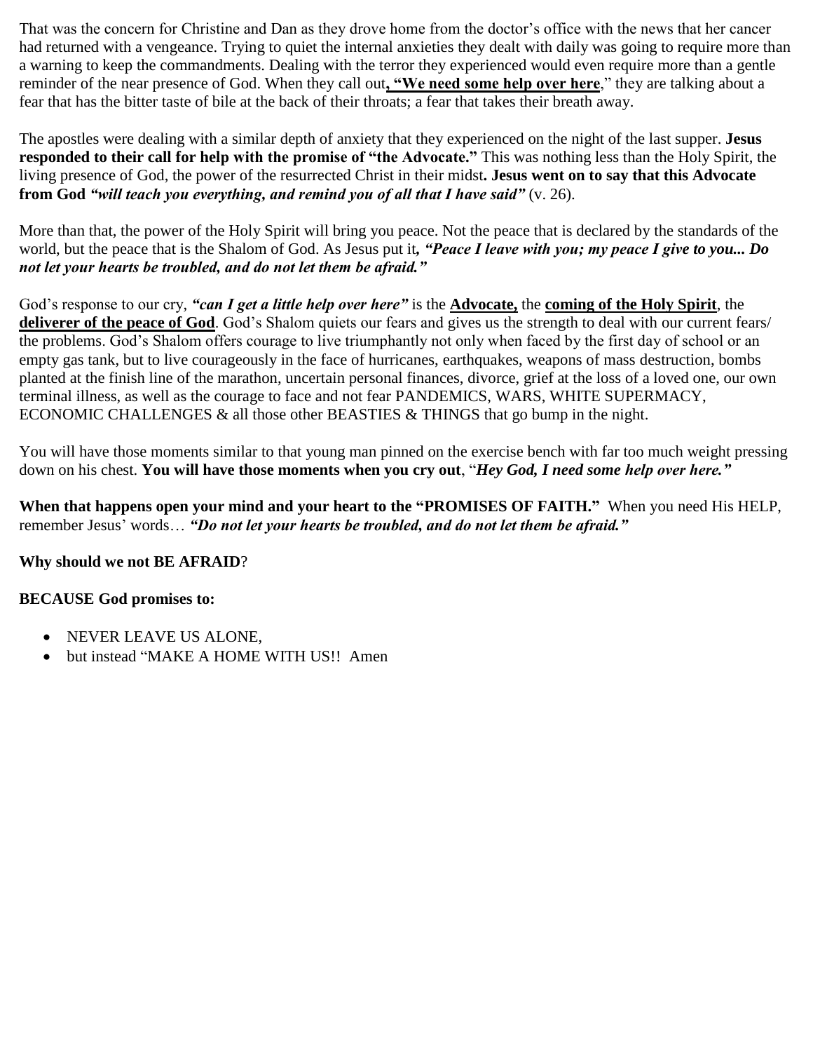That was the concern for Christine and Dan as they drove home from the doctor's office with the news that her cancer had returned with a vengeance. Trying to quiet the internal anxieties they dealt with daily was going to require more than a warning to keep the commandments. Dealing with the terror they experienced would even require more than a gentle reminder of the near presence of God. When they call out**, "We need some help over here**," they are talking about a fear that has the bitter taste of bile at the back of their throats; a fear that takes their breath away.

The apostles were dealing with a similar depth of anxiety that they experienced on the night of the last supper. **Jesus responded to their call for help with the promise of "the Advocate."** This was nothing less than the Holy Spirit, the living presence of God, the power of the resurrected Christ in their midst**. Jesus went on to say that this Advocate from God *"will teach you everything, and remind you of all that I have said"*** (v. 26).

More than that, the power of the Holy Spirit will bring you peace. Not the peace that is declared by the standards of the world, but the peace that is the Shalom of God. As Jesus put it***, "Peace I leave with you; my peace I give to you... Do not let your hearts be troubled, and do not let them be afraid."***

God's response to our cry, ***"can I get a little help over here"*** is the **Advocate,** the **coming of the Holy Spirit**, the **deliverer of the peace of God**. God's Shalom quiets our fears and gives us the strength to deal with our current fears/ the problems. God's Shalom offers courage to live triumphantly not only when faced by the first day of school or an empty gas tank, but to live courageously in the face of hurricanes, earthquakes, weapons of mass destruction, bombs planted at the finish line of the marathon, uncertain personal finances, divorce, grief at the loss of a loved one, our own terminal illness, as well as the courage to face and not fear PANDEMICS, WARS, WHITE SUPERMACY, ECONOMIC CHALLENGES & all those other BEASTIES & THINGS that go bump in the night.

You will have those moments similar to that young man pinned on the exercise bench with far too much weight pressing down on his chest. **You will have those moments when you cry out**, "***Hey God, I need some help over here."***

**When that happens open your mind and your heart to the "PROMISES OF FAITH."** When you need His HELP, remember Jesus' words… ***"Do not let your hearts be troubled, and do not let them be afraid."***

**Why should we not BE AFRAID**?

**BECAUSE God promises to:**

- NEVER LEAVE US ALONE,
- but instead "MAKE A HOME WITH US!! Amen